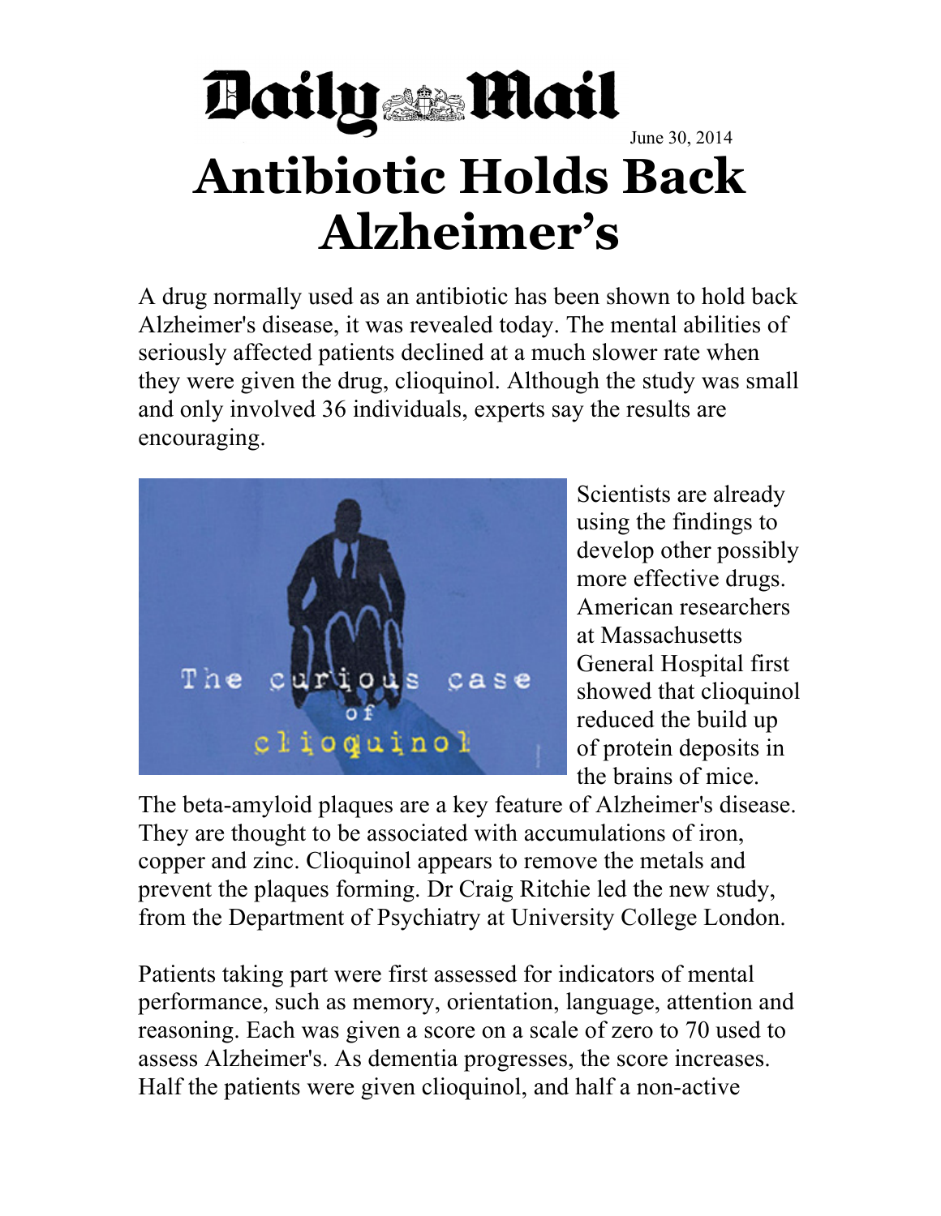Daily Mail

June 30, 2014

# Antibiotic Holds Back Alzheimer's

A drug normally used as an antibiotic has been shown to hold back Alzheimer's disease, it was revealed today. The mental abilities of seriously affected patients declined at a much slower rate when they were given the drug, clioquinol. Although the study was small and only involved 36 individuals, experts say the results are encouraging.

Scientists are already using the findings to develop other possibly more effective drugs. American researchers at Massachusetts General Hospital first showed that clioquinol reduced the build up of protein deposits in the brains of mice. The beta-amyloid plaques are a key feature of Alzheimer's disease. They are thought to be associated with accumulations of iron, copper and zinc. Clioquinol appears to remove the metals and prevent the plaques forming. Dr Craig Ritchie led the new study, from the Department of Psychiatry at University College London.

Patients taking part were first assessed for indicators of mental performance, such as memory, orientation, language, attention and reasoning. Each was given a score on a scale of zero to 70 used to assess Alzheimer's. As dementia progresses, the score increases. Half the patients were given clioquinol, and half a non-active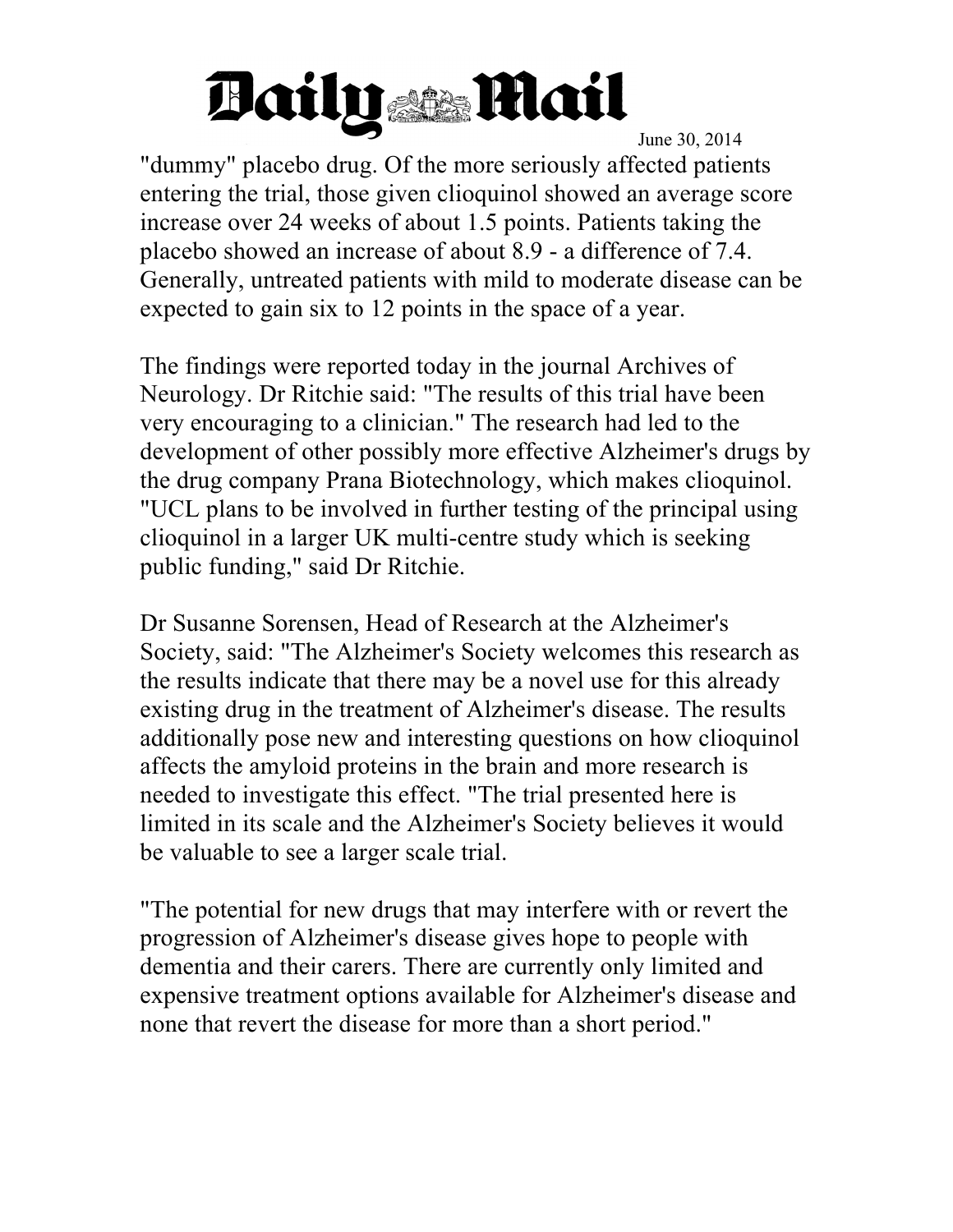"dummy" placebo drug. Of the more seriously affected patients entering the trial, those given clioquinol showed an average score increase over 24 weeks of about 1.5 points. Patients taking the placebo showed an increase of about 8.9 - a difference of 7.4. Generally, untreated patients with mild to moderate disease can be expected to gain six to 12 points in the space of a year.

The findings were reported today in the journal Archives of Neurology. Dr Ritchie said: "The results of this trial have been very encouraging to a clinician." The research had led to the development of other possibly more effective Alzheimer's drugs by the drug company Prana Biotechnology, which makes clioquinol. "UCL plans to be involved in further testing of the principal using clioquinol in a larger UK multi-centre study which is seeking public funding," said Dr Ritchie.

Dr Susanne Sorensen, Head of Research at the Alzheimer's Society, said: "The Alzheimer's Society welcomes this research as the results indicate that there may be a novel use for this already existing drug in the treatment of Alzheimer's disease. The results additionally pose new and interesting questions on how clioquinol affects the amyloid proteins in the brain and more research is needed to investigate this effect. "The trial presented here is limited in its scale and the Alzheimer's Society believes it would be valuable to see a larger scale trial.

"The potential for new drugs that may interfere with or revert the progression of Alzheimer's disease gives hope to people with dementia and their carers. There are currently only limited and expensive treatment options available for Alzheimer's disease and none that revert the disease for more than a short period."